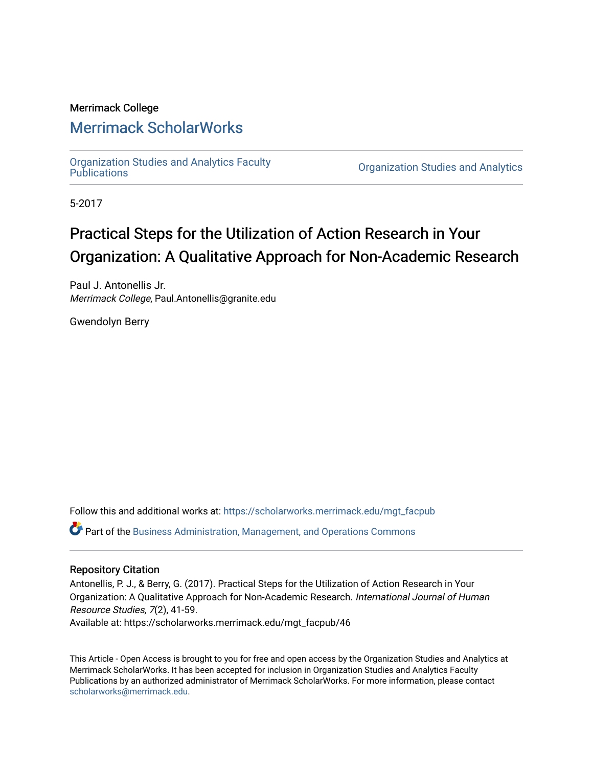Merrimack College

## Merrimack ScholarWorks

Organization Studies and Analytics Faculty Publications

Organization Studies and Analytics

5-2017

# Practical Steps for the Utilization of Action Research in Your Organization: A Qualitative Approach for Non-Academic Research

Paul J. Antonellis Jr.
*Merrimack College*, Paul.Antonellis@granite.edu

Gwendolyn Berry

Follow this and additional works at: https://scholarworks.merrimack.edu/mgt_facpub

Part of the Business Administration, Management, and Operations Commons

### Repository Citation

Antonellis, P. J., & Berry, G. (2017). Practical Steps for the Utilization of Action Research in Your Organization: A Qualitative Approach for Non-Academic Research. *International Journal of Human Resource Studies, 7*(2), 41-59.
Available at: https://scholarworks.merrimack.edu/mgt_facpub/46

This Article - Open Access is brought to you for free and open access by the Organization Studies and Analytics at Merrimack ScholarWorks. It has been accepted for inclusion in Organization Studies and Analytics Faculty Publications by an authorized administrator of Merrimack ScholarWorks. For more information, please contact scholarworks@merrimack.edu.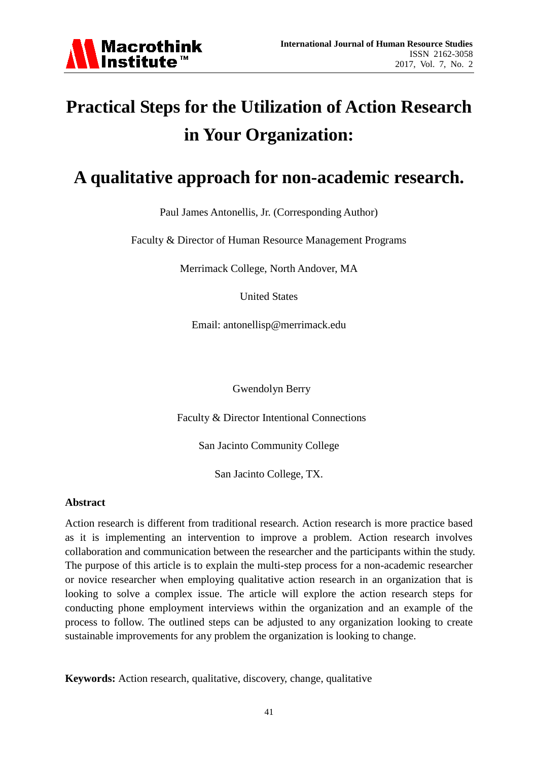# Practical Steps for the Utilization of Action Research in Your Organization:

# A qualitative approach for non-academic research.

Paul James Antonellis, Jr. (Corresponding Author)

Faculty & Director of Human Resource Management Programs

Merrimack College, North Andover, MA

United States

Email: antonellisp@merrimack.edu

Gwendolyn Berry

Faculty & Director Intentional Connections

San Jacinto Community College

San Jacinto College, TX.

**Abstract**

Action research is different from traditional research. Action research is more practice based as it is implementing an intervention to improve a problem. Action research involves collaboration and communication between the researcher and the participants within the study. The purpose of this article is to explain the multi-step process for a non-academic researcher or novice researcher when employing qualitative action research in an organization that is looking to solve a complex issue. The article will explore the action research steps for conducting phone employment interviews within the organization and an example of the process to follow. The outlined steps can be adjusted to any organization looking to create sustainable improvements for any problem the organization is looking to change.

**Keywords:** Action research, qualitative, discovery, change, qualitative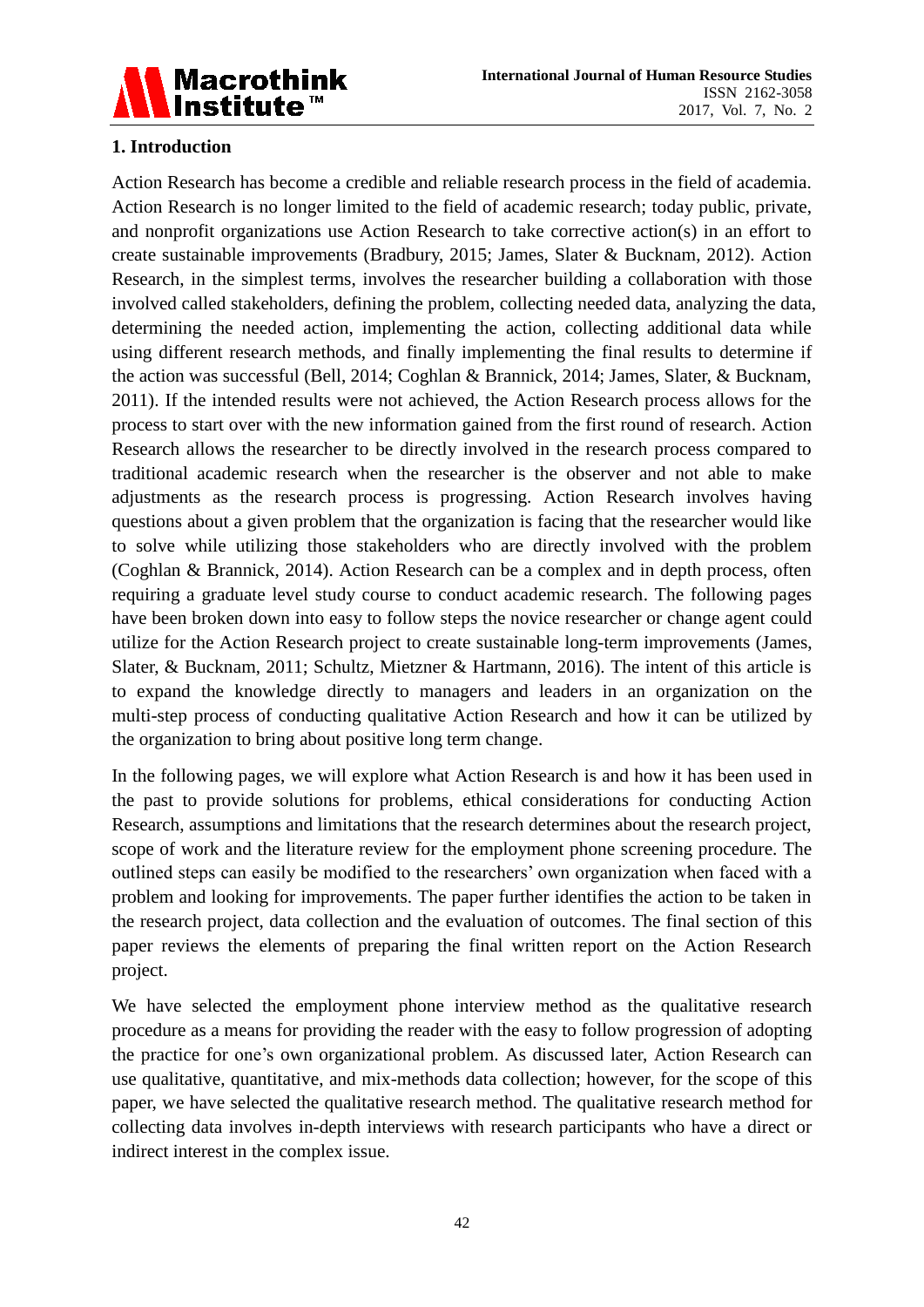## 1. Introduction

Action Research has become a credible and reliable research process in the field of academia. Action Research is no longer limited to the field of academic research; today public, private, and nonprofit organizations use Action Research to take corrective action(s) in an effort to create sustainable improvements (Bradbury, 2015; James, Slater & Bucknam, 2012). Action Research, in the simplest terms, involves the researcher building a collaboration with those involved called stakeholders, defining the problem, collecting needed data, analyzing the data, determining the needed action, implementing the action, collecting additional data while using different research methods, and finally implementing the final results to determine if the action was successful (Bell, 2014; Coghlan & Brannick, 2014; James, Slater, & Bucknam, 2011). If the intended results were not achieved, the Action Research process allows for the process to start over with the new information gained from the first round of research. Action Research allows the researcher to be directly involved in the research process compared to traditional academic research when the researcher is the observer and not able to make adjustments as the research process is progressing. Action Research involves having questions about a given problem that the organization is facing that the researcher would like to solve while utilizing those stakeholders who are directly involved with the problem (Coghlan & Brannick, 2014). Action Research can be a complex and in depth process, often requiring a graduate level study course to conduct academic research. The following pages have been broken down into easy to follow steps the novice researcher or change agent could utilize for the Action Research project to create sustainable long-term improvements (James, Slater, & Bucknam, 2011; Schultz, Mietzner & Hartmann, 2016). The intent of this article is to expand the knowledge directly to managers and leaders in an organization on the multi-step process of conducting qualitative Action Research and how it can be utilized by the organization to bring about positive long term change.

In the following pages, we will explore what Action Research is and how it has been used in the past to provide solutions for problems, ethical considerations for conducting Action Research, assumptions and limitations that the research determines about the research project, scope of work and the literature review for the employment phone screening procedure. The outlined steps can easily be modified to the researchers' own organization when faced with a problem and looking for improvements. The paper further identifies the action to be taken in the research project, data collection and the evaluation of outcomes. The final section of this paper reviews the elements of preparing the final written report on the Action Research project.

We have selected the employment phone interview method as the qualitative research procedure as a means for providing the reader with the easy to follow progression of adopting the practice for one's own organizational problem. As discussed later, Action Research can use qualitative, quantitative, and mix-methods data collection; however, for the scope of this paper, we have selected the qualitative research method. The qualitative research method for collecting data involves in-depth interviews with research participants who have a direct or indirect interest in the complex issue.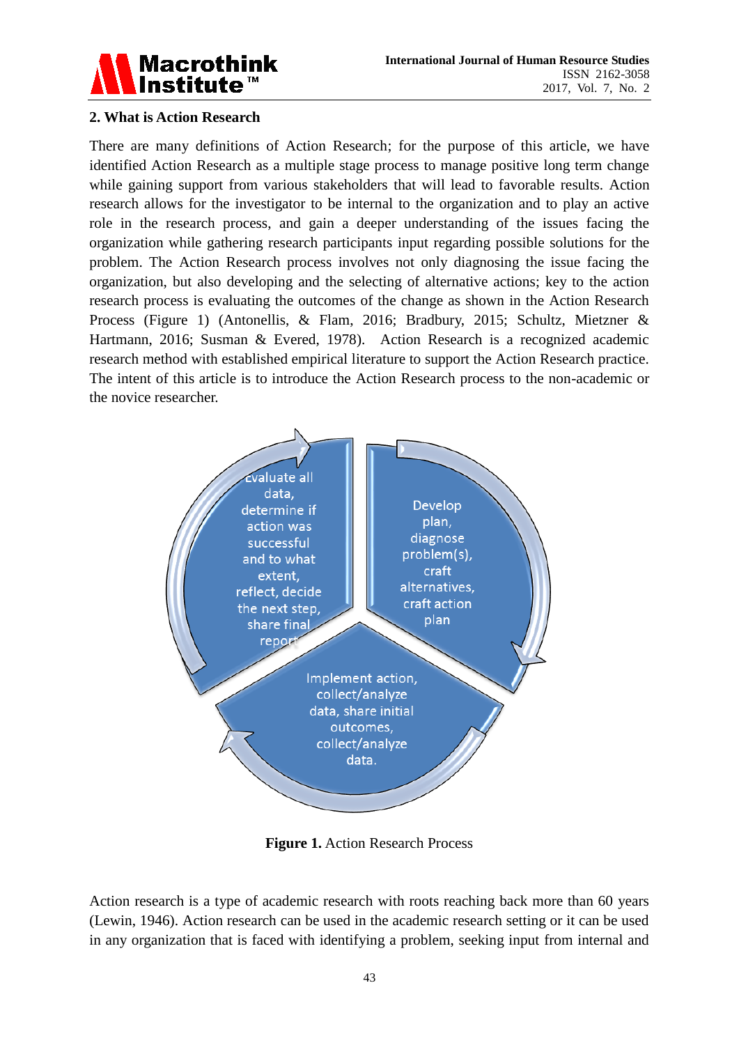## 2. What is Action Research

There are many definitions of Action Research; for the purpose of this article, we have identified Action Research as a multiple stage process to manage positive long term change while gaining support from various stakeholders that will lead to favorable results. Action research allows for the investigator to be internal to the organization and to play an active role in the research process, and gain a deeper understanding of the issues facing the organization while gathering research participants input regarding possible solutions for the problem. The Action Research process involves not only diagnosing the issue facing the organization, but also developing and the selecting of alternative actions; key to the action research process is evaluating the outcomes of the change as shown in the Action Research Process (Figure 1) (Antonellis, & Flam, 2016; Bradbury, 2015; Schultz, Mietzner & Hartmann, 2016; Susman & Evered, 1978). Action Research is a recognized academic research method with established empirical literature to support the Action Research practice. The intent of this article is to introduce the Action Research process to the non-academic or the novice researcher.

Evaluate all data, determine if action was successful and to what extent, reflect, decide the next step, share final report

Develop plan, diagnose problem(s), craft alternatives, craft action plan

Implement action, collect/analyze data, share initial outcomes, collect/analyze data.

**Figure 1.** Action Research Process

Action research is a type of academic research with roots reaching back more than 60 years (Lewin, 1946). Action research can be used in the academic research setting or it can be used in any organization that is faced with identifying a problem, seeking input from internal and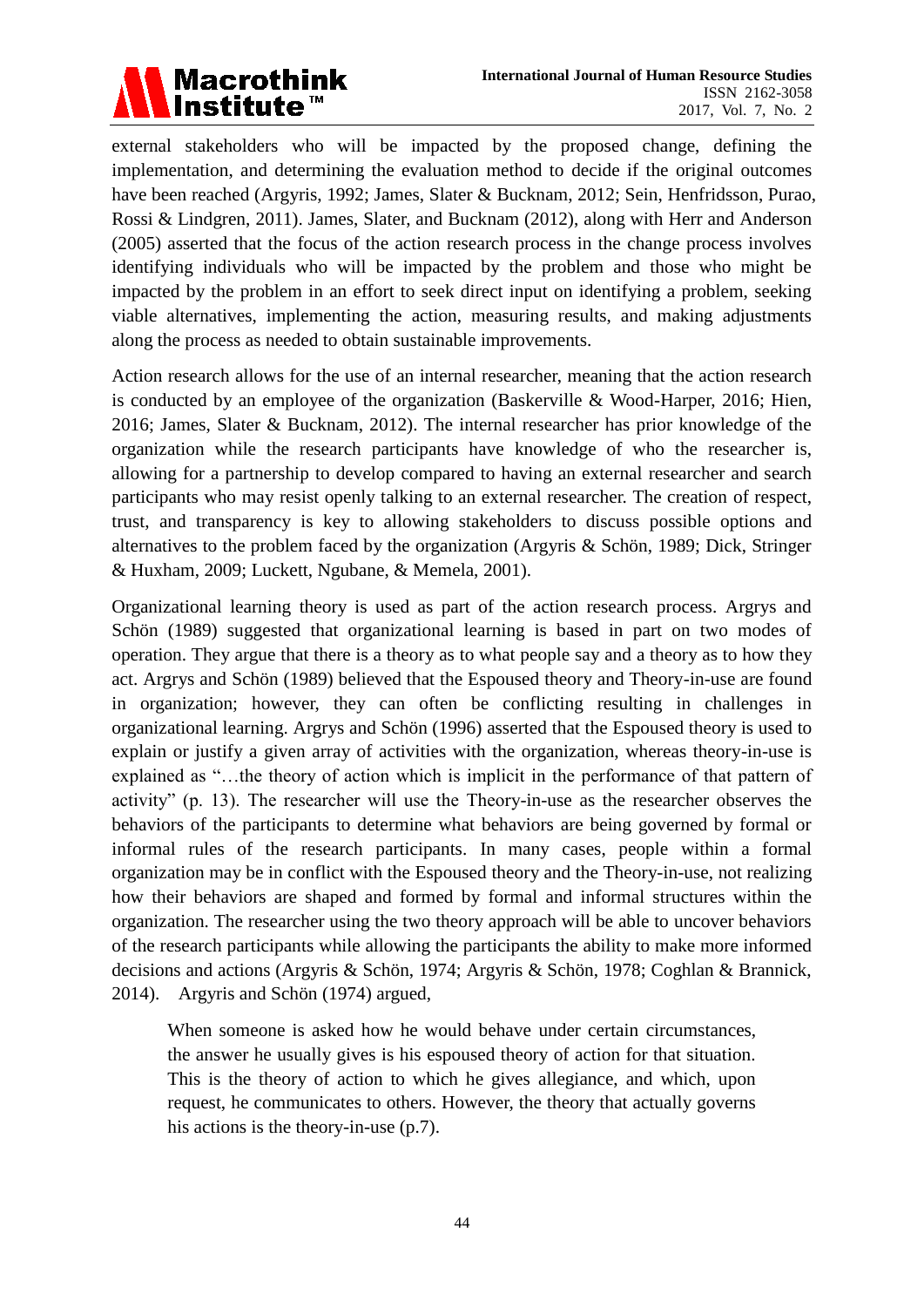external stakeholders who will be impacted by the proposed change, defining the implementation, and determining the evaluation method to decide if the original outcomes have been reached (Argyris, 1992; James, Slater & Bucknam, 2012; Sein, Henfridsson, Purao, Rossi & Lindgren, 2011). James, Slater, and Bucknam (2012), along with Herr and Anderson (2005) asserted that the focus of the action research process in the change process involves identifying individuals who will be impacted by the problem and those who might be impacted by the problem in an effort to seek direct input on identifying a problem, seeking viable alternatives, implementing the action, measuring results, and making adjustments along the process as needed to obtain sustainable improvements.

Action research allows for the use of an internal researcher, meaning that the action research is conducted by an employee of the organization (Baskerville & Wood-Harper, 2016; Hien, 2016; James, Slater & Bucknam, 2012). The internal researcher has prior knowledge of the organization while the research participants have knowledge of who the researcher is, allowing for a partnership to develop compared to having an external researcher and search participants who may resist openly talking to an external researcher. The creation of respect, trust, and transparency is key to allowing stakeholders to discuss possible options and alternatives to the problem faced by the organization (Argyris & Schön, 1989; Dick, Stringer & Huxham, 2009; Luckett, Ngubane, & Memela, 2001).

Organizational learning theory is used as part of the action research process. Argrys and Schön (1989) suggested that organizational learning is based in part on two modes of operation. They argue that there is a theory as to what people say and a theory as to how they act. Argrys and Schön (1989) believed that the Espoused theory and Theory-in-use are found in organization; however, they can often be conflicting resulting in challenges in organizational learning. Argrys and Schön (1996) asserted that the Espoused theory is used to explain or justify a given array of activities with the organization, whereas theory-in-use is explained as "…the theory of action which is implicit in the performance of that pattern of activity" (p. 13). The researcher will use the Theory-in-use as the researcher observes the behaviors of the participants to determine what behaviors are being governed by formal or informal rules of the research participants. In many cases, people within a formal organization may be in conflict with the Espoused theory and the Theory-in-use, not realizing how their behaviors are shaped and formed by formal and informal structures within the organization. The researcher using the two theory approach will be able to uncover behaviors of the research participants while allowing the participants the ability to make more informed decisions and actions (Argyris & Schön, 1974; Argyris & Schön, 1978; Coghlan & Brannick, 2014). Argyris and Schön (1974) argued,

> When someone is asked how he would behave under certain circumstances, the answer he usually gives is his espoused theory of action for that situation. This is the theory of action to which he gives allegiance, and which, upon request, he communicates to others. However, the theory that actually governs his actions is the theory-in-use (p.7).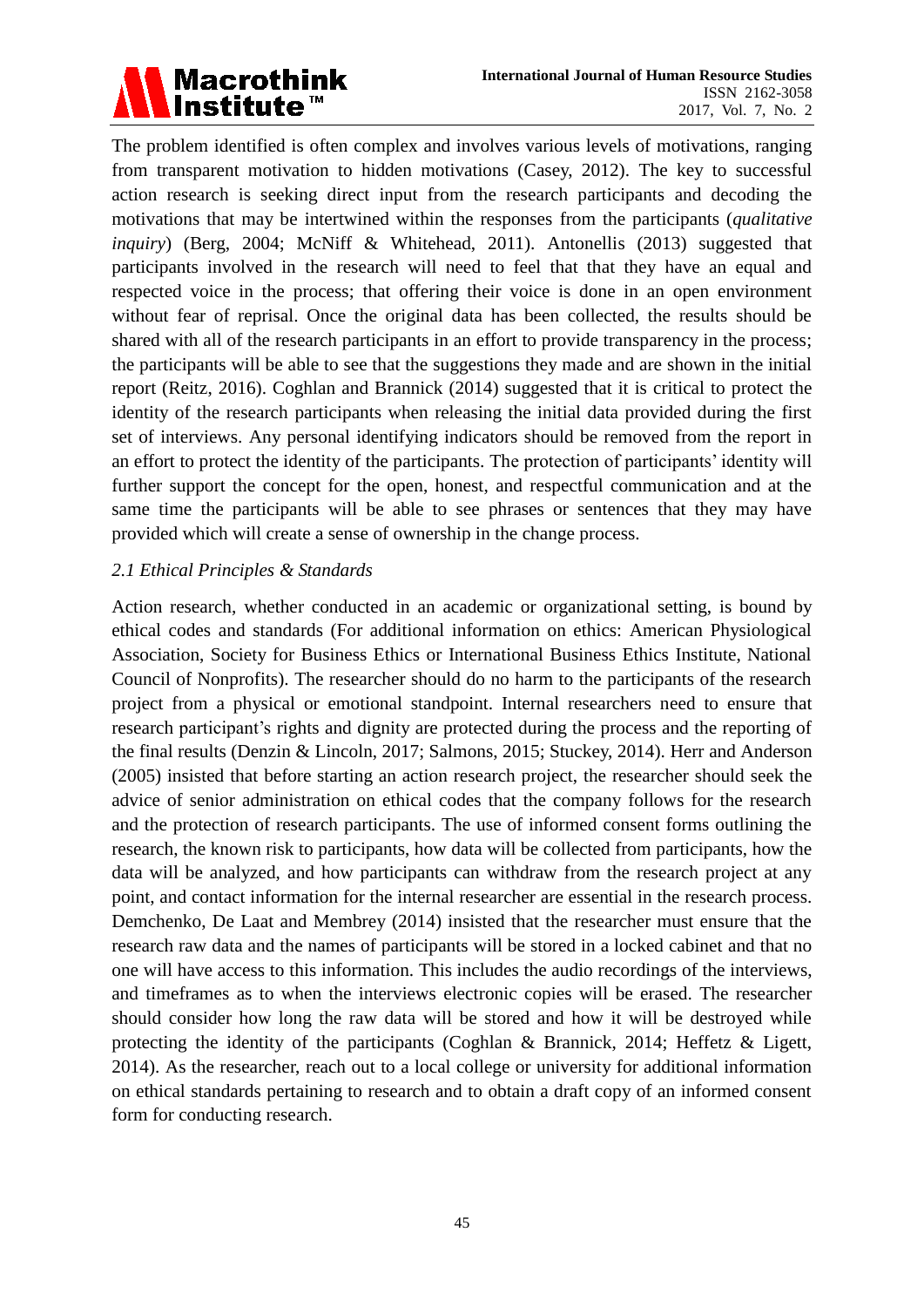The problem identified is often complex and involves various levels of motivations, ranging from transparent motivation to hidden motivations (Casey, 2012). The key to successful action research is seeking direct input from the research participants and decoding the motivations that may be intertwined within the responses from the participants (*qualitative inquiry*) (Berg, 2004; McNiff & Whitehead, 2011). Antonellis (2013) suggested that participants involved in the research will need to feel that that they have an equal and respected voice in the process; that offering their voice is done in an open environment without fear of reprisal. Once the original data has been collected, the results should be shared with all of the research participants in an effort to provide transparency in the process; the participants will be able to see that the suggestions they made and are shown in the initial report (Reitz, 2016). Coghlan and Brannick (2014) suggested that it is critical to protect the identity of the research participants when releasing the initial data provided during the first set of interviews. Any personal identifying indicators should be removed from the report in an effort to protect the identity of the participants. The protection of participants' identity will further support the concept for the open, honest, and respectful communication and at the same time the participants will be able to see phrases or sentences that they may have provided which will create a sense of ownership in the change process.

### *2.1 Ethical Principles & Standards*

Action research, whether conducted in an academic or organizational setting, is bound by ethical codes and standards (For additional information on ethics: American Physiological Association, Society for Business Ethics or International Business Ethics Institute, National Council of Nonprofits). The researcher should do no harm to the participants of the research project from a physical or emotional standpoint. Internal researchers need to ensure that research participant's rights and dignity are protected during the process and the reporting of the final results (Denzin & Lincoln, 2017; Salmons, 2015; Stuckey, 2014). Herr and Anderson (2005) insisted that before starting an action research project, the researcher should seek the advice of senior administration on ethical codes that the company follows for the research and the protection of research participants. The use of informed consent forms outlining the research, the known risk to participants, how data will be collected from participants, how the data will be analyzed, and how participants can withdraw from the research project at any point, and contact information for the internal researcher are essential in the research process. Demchenko, De Laat and Membrey (2014) insisted that the researcher must ensure that the research raw data and the names of participants will be stored in a locked cabinet and that no one will have access to this information. This includes the audio recordings of the interviews, and timeframes as to when the interviews electronic copies will be erased. The researcher should consider how long the raw data will be stored and how it will be destroyed while protecting the identity of the participants (Coghlan & Brannick, 2014; Heffetz & Ligett, 2014). As the researcher, reach out to a local college or university for additional information on ethical standards pertaining to research and to obtain a draft copy of an informed consent form for conducting research.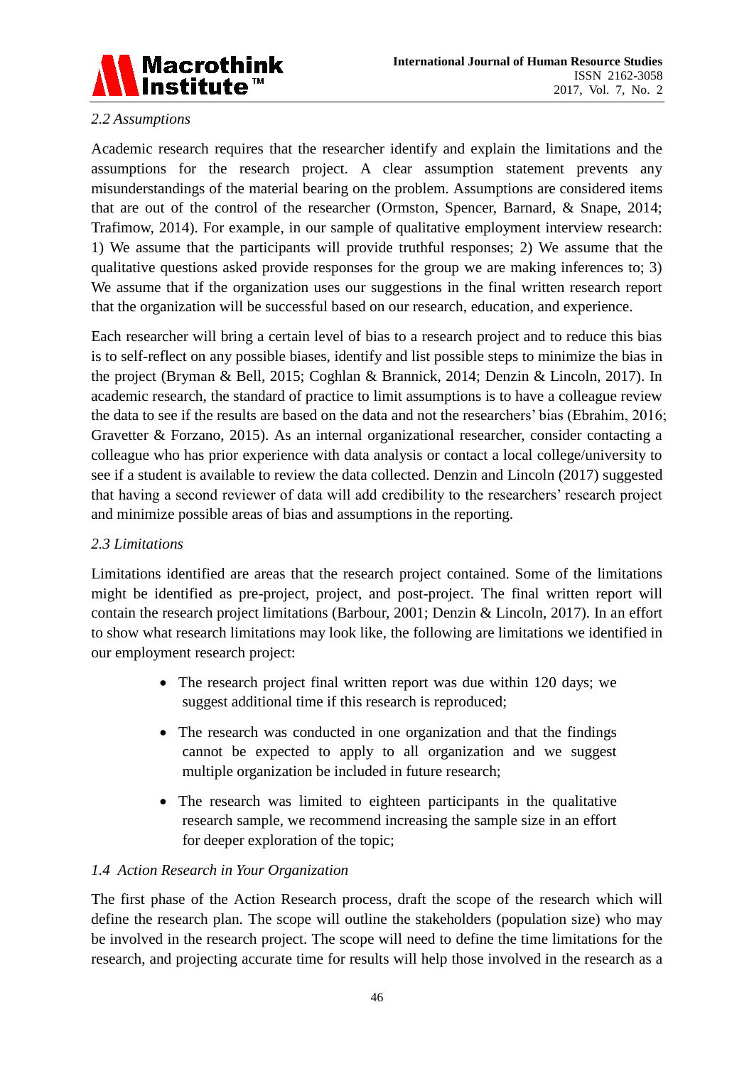### *2.2 Assumptions*

Academic research requires that the researcher identify and explain the limitations and the assumptions for the research project. A clear assumption statement prevents any misunderstandings of the material bearing on the problem. Assumptions are considered items that are out of the control of the researcher (Ormston, Spencer, Barnard, & Snape, 2014; Trafimow, 2014). For example, in our sample of qualitative employment interview research: 1) We assume that the participants will provide truthful responses; 2) We assume that the qualitative questions asked provide responses for the group we are making inferences to; 3) We assume that if the organization uses our suggestions in the final written research report that the organization will be successful based on our research, education, and experience.

Each researcher will bring a certain level of bias to a research project and to reduce this bias is to self-reflect on any possible biases, identify and list possible steps to minimize the bias in the project (Bryman & Bell, 2015; Coghlan & Brannick, 2014; Denzin & Lincoln, 2017). In academic research, the standard of practice to limit assumptions is to have a colleague review the data to see if the results are based on the data and not the researchers' bias (Ebrahim, 2016; Gravetter & Forzano, 2015). As an internal organizational researcher, consider contacting a colleague who has prior experience with data analysis or contact a local college/university to see if a student is available to review the data collected. Denzin and Lincoln (2017) suggested that having a second reviewer of data will add credibility to the researchers' research project and minimize possible areas of bias and assumptions in the reporting.

### *2.3 Limitations*

Limitations identified are areas that the research project contained. Some of the limitations might be identified as pre-project, project, and post-project. The final written report will contain the research project limitations (Barbour, 2001; Denzin & Lincoln, 2017). In an effort to show what research limitations may look like, the following are limitations we identified in our employment research project:

- The research project final written report was due within 120 days; we suggest additional time if this research is reproduced;
- The research was conducted in one organization and that the findings cannot be expected to apply to all organization and we suggest multiple organization be included in future research;
- The research was limited to eighteen participants in the qualitative research sample, we recommend increasing the sample size in an effort for deeper exploration of the topic;

### *1.4 Action Research in Your Organization*

The first phase of the Action Research process, draft the scope of the research which will define the research plan. The scope will outline the stakeholders (population size) who may be involved in the research project. The scope will need to define the time limitations for the research, and projecting accurate time for results will help those involved in the research as a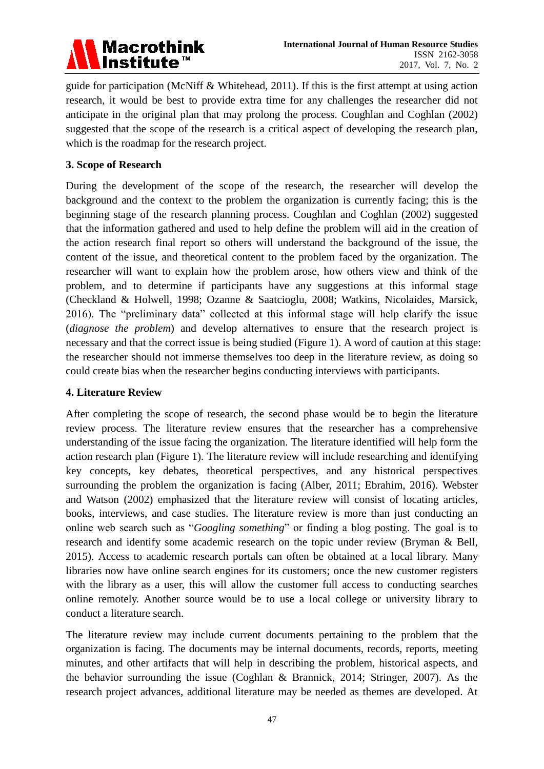guide for participation (McNiff & Whitehead, 2011). If this is the first attempt at using action research, it would be best to provide extra time for any challenges the researcher did not anticipate in the original plan that may prolong the process. Coughlan and Coghlan (2002) suggested that the scope of the research is a critical aspect of developing the research plan, which is the roadmap for the research project.

## 3. Scope of Research

During the development of the scope of the research, the researcher will develop the background and the context to the problem the organization is currently facing; this is the beginning stage of the research planning process. Coughlan and Coghlan (2002) suggested that the information gathered and used to help define the problem will aid in the creation of the action research final report so others will understand the background of the issue, the content of the issue, and theoretical content to the problem faced by the organization. The researcher will want to explain how the problem arose, how others view and think of the problem, and to determine if participants have any suggestions at this informal stage (Checkland & Holwell, 1998; Ozanne & Saatcioglu, 2008; Watkins, Nicolaides, Marsick, 2016). The "preliminary data" collected at this informal stage will help clarify the issue (*diagnose the problem*) and develop alternatives to ensure that the research project is necessary and that the correct issue is being studied (Figure 1). A word of caution at this stage: the researcher should not immerse themselves too deep in the literature review, as doing so could create bias when the researcher begins conducting interviews with participants.

## 4. Literature Review

After completing the scope of research, the second phase would be to begin the literature review process. The literature review ensures that the researcher has a comprehensive understanding of the issue facing the organization. The literature identified will help form the action research plan (Figure 1). The literature review will include researching and identifying key concepts, key debates, theoretical perspectives, and any historical perspectives surrounding the problem the organization is facing (Alber, 2011; Ebrahim, 2016). Webster and Watson (2002) emphasized that the literature review will consist of locating articles, books, interviews, and case studies. The literature review is more than just conducting an online web search such as "*Googling something*" or finding a blog posting. The goal is to research and identify some academic research on the topic under review (Bryman & Bell, 2015). Access to academic research portals can often be obtained at a local library. Many libraries now have online search engines for its customers; once the new customer registers with the library as a user, this will allow the customer full access to conducting searches online remotely. Another source would be to use a local college or university library to conduct a literature search.

The literature review may include current documents pertaining to the problem that the organization is facing. The documents may be internal documents, records, reports, meeting minutes, and other artifacts that will help in describing the problem, historical aspects, and the behavior surrounding the issue (Coghlan & Brannick, 2014; Stringer, 2007). As the research project advances, additional literature may be needed as themes are developed. At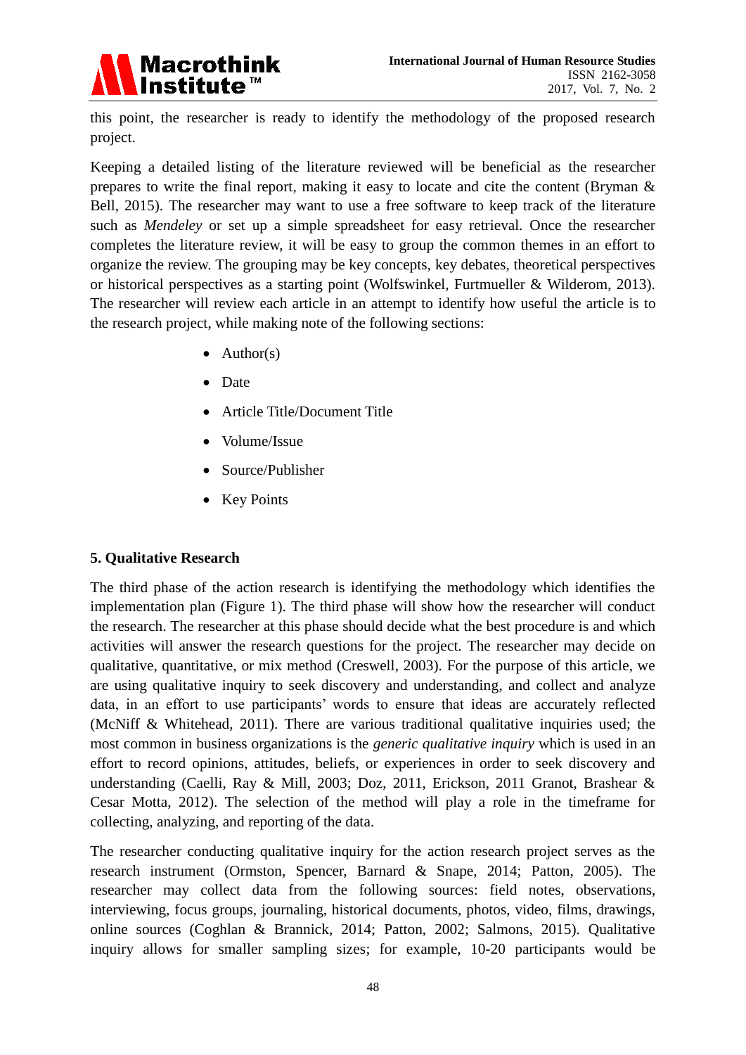this point, the researcher is ready to identify the methodology of the proposed research project.

Keeping a detailed listing of the literature reviewed will be beneficial as the researcher prepares to write the final report, making it easy to locate and cite the content (Bryman & Bell, 2015). The researcher may want to use a free software to keep track of the literature such as *Mendeley* or set up a simple spreadsheet for easy retrieval. Once the researcher completes the literature review, it will be easy to group the common themes in an effort to organize the review. The grouping may be key concepts, key debates, theoretical perspectives or historical perspectives as a starting point (Wolfswinkel, Furtmueller & Wilderom, 2013). The researcher will review each article in an attempt to identify how useful the article is to the research project, while making note of the following sections:

- Author(s)
- Date
- Article Title/Document Title
- Volume/Issue
- Source/Publisher
- Key Points

## 5. Qualitative Research

The third phase of the action research is identifying the methodology which identifies the implementation plan (Figure 1). The third phase will show how the researcher will conduct the research. The researcher at this phase should decide what the best procedure is and which activities will answer the research questions for the project. The researcher may decide on qualitative, quantitative, or mix method (Creswell, 2003). For the purpose of this article, we are using qualitative inquiry to seek discovery and understanding, and collect and analyze data, in an effort to use participants' words to ensure that ideas are accurately reflected (McNiff & Whitehead, 2011). There are various traditional qualitative inquiries used; the most common in business organizations is the *generic qualitative inquiry* which is used in an effort to record opinions, attitudes, beliefs, or experiences in order to seek discovery and understanding (Caelli, Ray & Mill, 2003; Doz, 2011, Erickson, 2011 Granot, Brashear & Cesar Motta, 2012). The selection of the method will play a role in the timeframe for collecting, analyzing, and reporting of the data.

The researcher conducting qualitative inquiry for the action research project serves as the research instrument (Ormston, Spencer, Barnard & Snape, 2014; Patton, 2005). The researcher may collect data from the following sources: field notes, observations, interviewing, focus groups, journaling, historical documents, photos, video, films, drawings, online sources (Coghlan & Brannick, 2014; Patton, 2002; Salmons, 2015). Qualitative inquiry allows for smaller sampling sizes; for example, 10-20 participants would be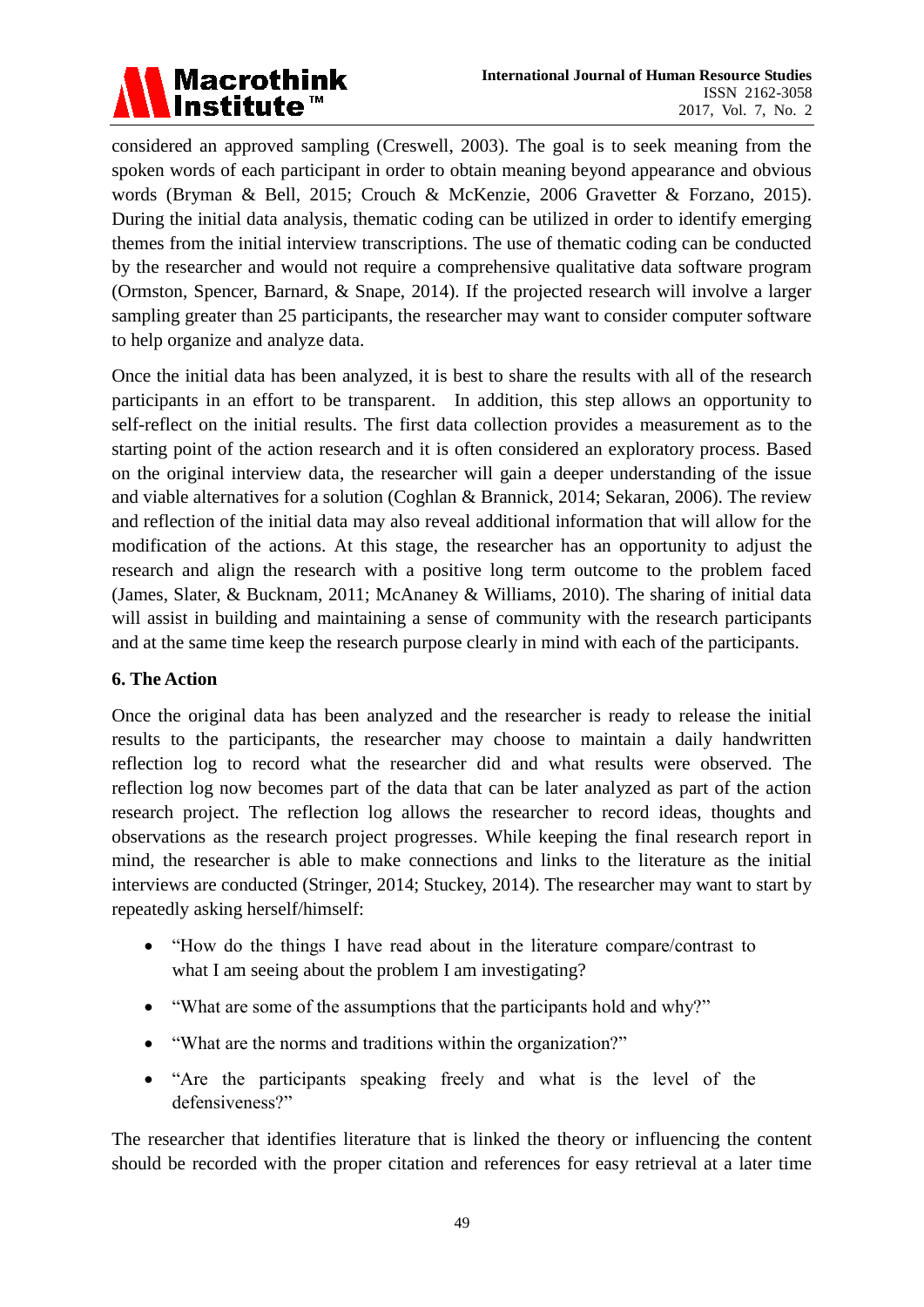considered an approved sampling (Creswell, 2003). The goal is to seek meaning from the spoken words of each participant in order to obtain meaning beyond appearance and obvious words (Bryman & Bell, 2015; Crouch & McKenzie, 2006 Gravetter & Forzano, 2015). During the initial data analysis, thematic coding can be utilized in order to identify emerging themes from the initial interview transcriptions. The use of thematic coding can be conducted by the researcher and would not require a comprehensive qualitative data software program (Ormston, Spencer, Barnard, & Snape, 2014). If the projected research will involve a larger sampling greater than 25 participants, the researcher may want to consider computer software to help organize and analyze data.

Once the initial data has been analyzed, it is best to share the results with all of the research participants in an effort to be transparent. In addition, this step allows an opportunity to self-reflect on the initial results. The first data collection provides a measurement as to the starting point of the action research and it is often considered an exploratory process. Based on the original interview data, the researcher will gain a deeper understanding of the issue and viable alternatives for a solution (Coghlan & Brannick, 2014; Sekaran, 2006). The review and reflection of the initial data may also reveal additional information that will allow for the modification of the actions. At this stage, the researcher has an opportunity to adjust the research and align the research with a positive long term outcome to the problem faced (James, Slater, & Bucknam, 2011; McAnaney & Williams, 2010). The sharing of initial data will assist in building and maintaining a sense of community with the research participants and at the same time keep the research purpose clearly in mind with each of the participants.

## 6. The Action

Once the original data has been analyzed and the researcher is ready to release the initial results to the participants, the researcher may choose to maintain a daily handwritten reflection log to record what the researcher did and what results were observed. The reflection log now becomes part of the data that can be later analyzed as part of the action research project. The reflection log allows the researcher to record ideas, thoughts and observations as the research project progresses. While keeping the final research report in mind, the researcher is able to make connections and links to the literature as the initial interviews are conducted (Stringer, 2014; Stuckey, 2014). The researcher may want to start by repeatedly asking herself/himself:

- "How do the things I have read about in the literature compare/contrast to what I am seeing about the problem I am investigating?
- "What are some of the assumptions that the participants hold and why?"
- "What are the norms and traditions within the organization?"
- "Are the participants speaking freely and what is the level of the defensiveness?"

The researcher that identifies literature that is linked the theory or influencing the content should be recorded with the proper citation and references for easy retrieval at a later time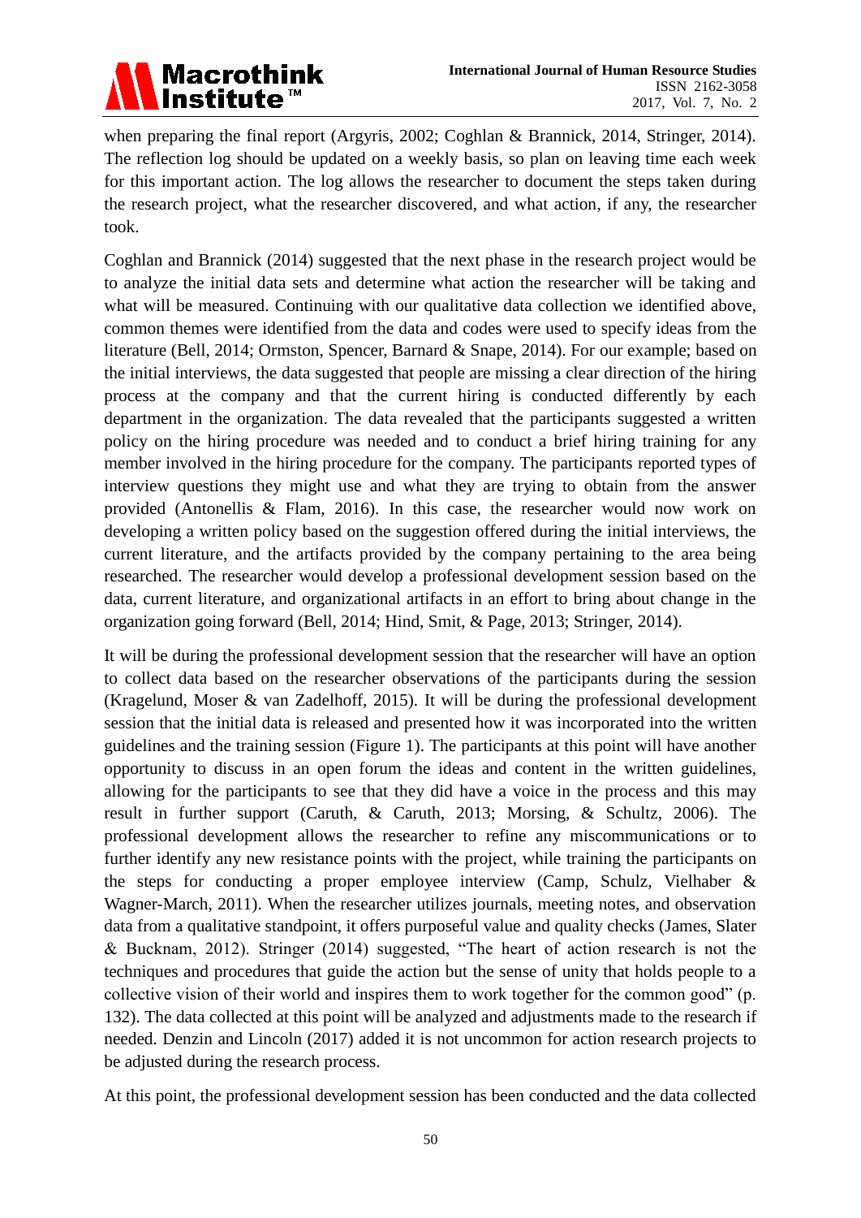when preparing the final report (Argyris, 2002; Coghlan & Brannick, 2014, Stringer, 2014). The reflection log should be updated on a weekly basis, so plan on leaving time each week for this important action. The log allows the researcher to document the steps taken during the research project, what the researcher discovered, and what action, if any, the researcher took.

Coghlan and Brannick (2014) suggested that the next phase in the research project would be to analyze the initial data sets and determine what action the researcher will be taking and what will be measured. Continuing with our qualitative data collection we identified above, common themes were identified from the data and codes were used to specify ideas from the literature (Bell, 2014; Ormston, Spencer, Barnard & Snape, 2014). For our example; based on the initial interviews, the data suggested that people are missing a clear direction of the hiring process at the company and that the current hiring is conducted differently by each department in the organization. The data revealed that the participants suggested a written policy on the hiring procedure was needed and to conduct a brief hiring training for any member involved in the hiring procedure for the company. The participants reported types of interview questions they might use and what they are trying to obtain from the answer provided (Antonellis & Flam, 2016). In this case, the researcher would now work on developing a written policy based on the suggestion offered during the initial interviews, the current literature, and the artifacts provided by the company pertaining to the area being researched. The researcher would develop a professional development session based on the data, current literature, and organizational artifacts in an effort to bring about change in the organization going forward (Bell, 2014; Hind, Smit, & Page, 2013; Stringer, 2014).

It will be during the professional development session that the researcher will have an option to collect data based on the researcher observations of the participants during the session (Kragelund, Moser & van Zadelhoff, 2015). It will be during the professional development session that the initial data is released and presented how it was incorporated into the written guidelines and the training session (Figure 1). The participants at this point will have another opportunity to discuss in an open forum the ideas and content in the written guidelines, allowing for the participants to see that they did have a voice in the process and this may result in further support (Caruth, & Caruth, 2013; Morsing, & Schultz, 2006). The professional development allows the researcher to refine any miscommunications or to further identify any new resistance points with the project, while training the participants on the steps for conducting a proper employee interview (Camp, Schulz, Vielhaber & Wagner-March, 2011). When the researcher utilizes journals, meeting notes, and observation data from a qualitative standpoint, it offers purposeful value and quality checks (James, Slater & Bucknam, 2012). Stringer (2014) suggested, "The heart of action research is not the techniques and procedures that guide the action but the sense of unity that holds people to a collective vision of their world and inspires them to work together for the common good" (p. 132). The data collected at this point will be analyzed and adjustments made to the research if needed. Denzin and Lincoln (2017) added it is not uncommon for action research projects to be adjusted during the research process.

At this point, the professional development session has been conducted and the data collected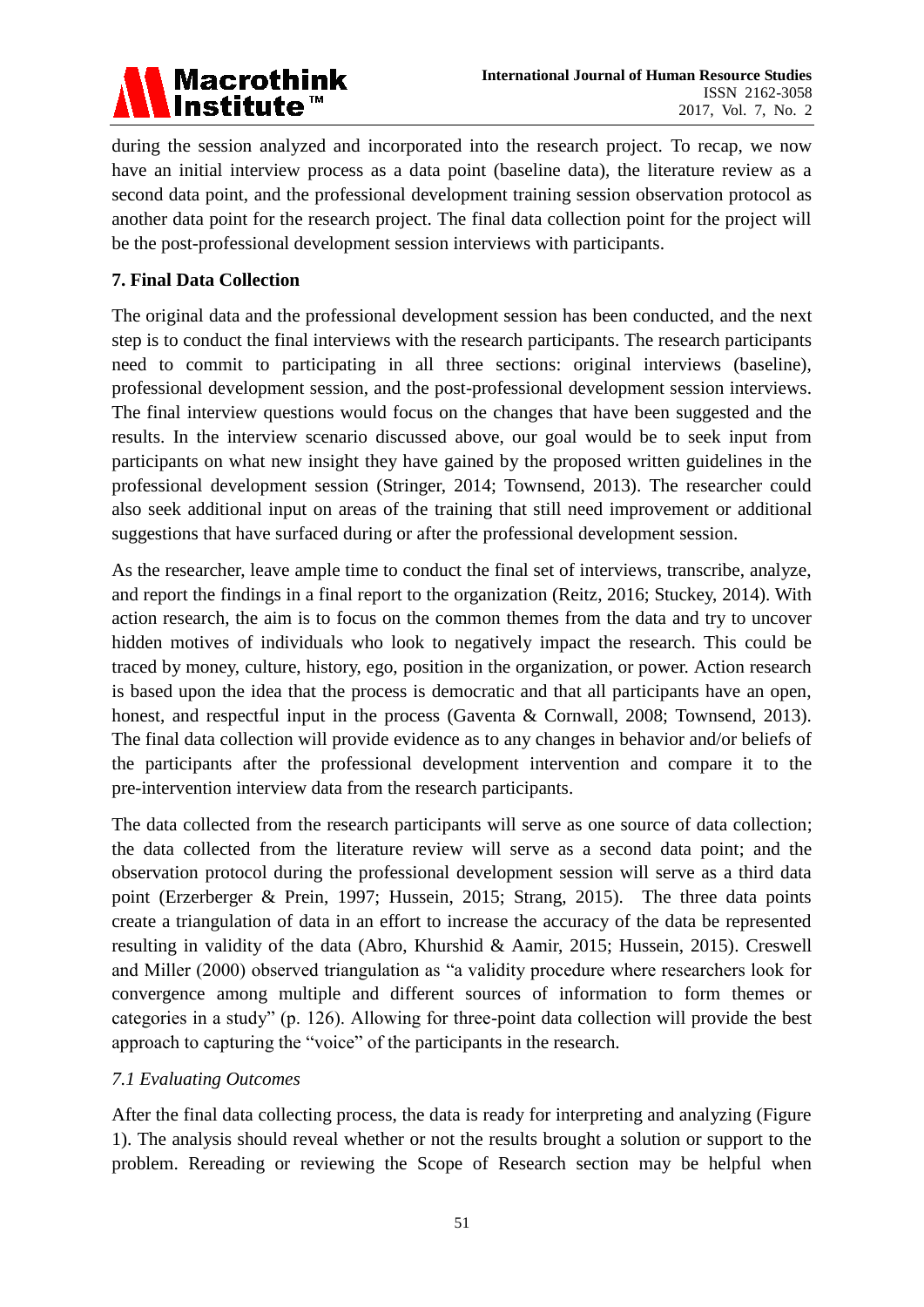during the session analyzed and incorporated into the research project. To recap, we now have an initial interview process as a data point (baseline data), the literature review as a second data point, and the professional development training session observation protocol as another data point for the research project. The final data collection point for the project will be the post-professional development session interviews with participants.

## 7. Final Data Collection

The original data and the professional development session has been conducted, and the next step is to conduct the final interviews with the research participants. The research participants need to commit to participating in all three sections: original interviews (baseline), professional development session, and the post-professional development session interviews. The final interview questions would focus on the changes that have been suggested and the results. In the interview scenario discussed above, our goal would be to seek input from participants on what new insight they have gained by the proposed written guidelines in the professional development session (Stringer, 2014; Townsend, 2013). The researcher could also seek additional input on areas of the training that still need improvement or additional suggestions that have surfaced during or after the professional development session.

As the researcher, leave ample time to conduct the final set of interviews, transcribe, analyze, and report the findings in a final report to the organization (Reitz, 2016; Stuckey, 2014). With action research, the aim is to focus on the common themes from the data and try to uncover hidden motives of individuals who look to negatively impact the research. This could be traced by money, culture, history, ego, position in the organization, or power. Action research is based upon the idea that the process is democratic and that all participants have an open, honest, and respectful input in the process (Gaventa & Cornwall, 2008; Townsend, 2013). The final data collection will provide evidence as to any changes in behavior and/or beliefs of the participants after the professional development intervention and compare it to the pre-intervention interview data from the research participants.

The data collected from the research participants will serve as one source of data collection; the data collected from the literature review will serve as a second data point; and the observation protocol during the professional development session will serve as a third data point (Erzerberger & Prein, 1997; Hussein, 2015; Strang, 2015). The three data points create a triangulation of data in an effort to increase the accuracy of the data be represented resulting in validity of the data (Abro, Khurshid & Aamir, 2015; Hussein, 2015). Creswell and Miller (2000) observed triangulation as "a validity procedure where researchers look for convergence among multiple and different sources of information to form themes or categories in a study" (p. 126). Allowing for three-point data collection will provide the best approach to capturing the "voice" of the participants in the research.

### *7.1 Evaluating Outcomes*

After the final data collecting process, the data is ready for interpreting and analyzing (Figure 1). The analysis should reveal whether or not the results brought a solution or support to the problem. Rereading or reviewing the Scope of Research section may be helpful when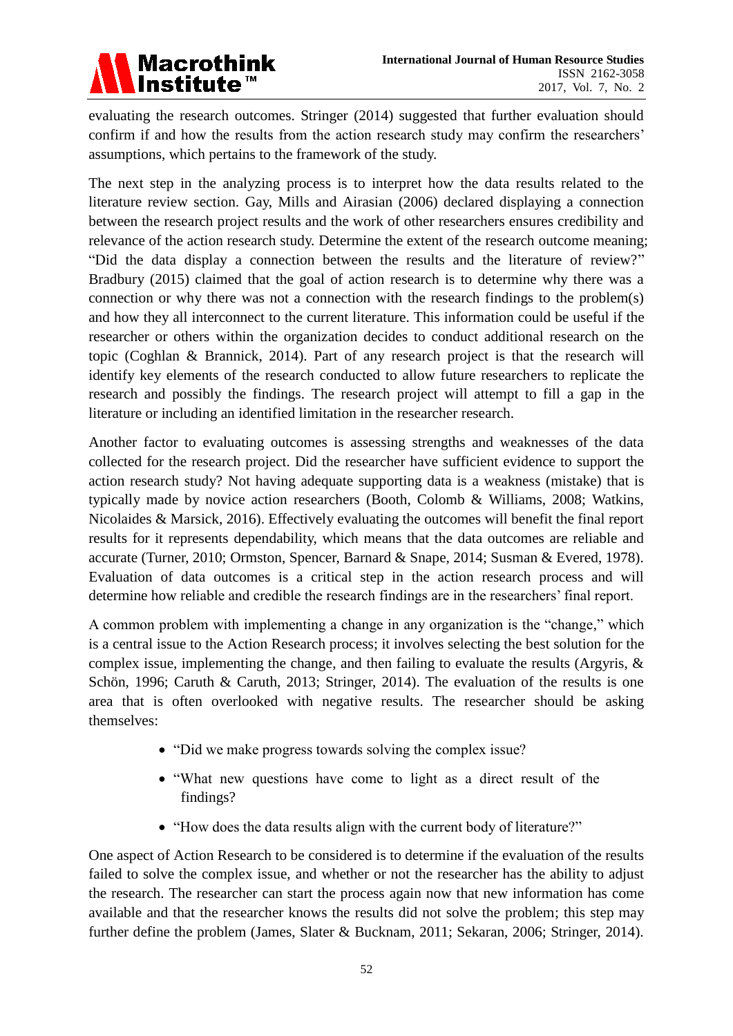evaluating the research outcomes. Stringer (2014) suggested that further evaluation should confirm if and how the results from the action research study may confirm the researchers' assumptions, which pertains to the framework of the study.

The next step in the analyzing process is to interpret how the data results related to the literature review section. Gay, Mills and Airasian (2006) declared displaying a connection between the research project results and the work of other researchers ensures credibility and relevance of the action research study. Determine the extent of the research outcome meaning; "Did the data display a connection between the results and the literature of review?" Bradbury (2015) claimed that the goal of action research is to determine why there was a connection or why there was not a connection with the research findings to the problem(s) and how they all interconnect to the current literature. This information could be useful if the researcher or others within the organization decides to conduct additional research on the topic (Coghlan & Brannick, 2014). Part of any research project is that the research will identify key elements of the research conducted to allow future researchers to replicate the research and possibly the findings. The research project will attempt to fill a gap in the literature or including an identified limitation in the researcher research.

Another factor to evaluating outcomes is assessing strengths and weaknesses of the data collected for the research project. Did the researcher have sufficient evidence to support the action research study? Not having adequate supporting data is a weakness (mistake) that is typically made by novice action researchers (Booth, Colomb & Williams, 2008; Watkins, Nicolaides & Marsick, 2016). Effectively evaluating the outcomes will benefit the final report results for it represents dependability, which means that the data outcomes are reliable and accurate (Turner, 2010; Ormston, Spencer, Barnard & Snape, 2014; Susman & Evered, 1978). Evaluation of data outcomes is a critical step in the action research process and will determine how reliable and credible the research findings are in the researchers' final report.

A common problem with implementing a change in any organization is the "change," which is a central issue to the Action Research process; it involves selecting the best solution for the complex issue, implementing the change, and then failing to evaluate the results (Argyris, & Schön, 1996; Caruth & Caruth, 2013; Stringer, 2014). The evaluation of the results is one area that is often overlooked with negative results. The researcher should be asking themselves:

- "Did we make progress towards solving the complex issue?
- "What new questions have come to light as a direct result of the findings?
- "How does the data results align with the current body of literature?"

One aspect of Action Research to be considered is to determine if the evaluation of the results failed to solve the complex issue, and whether or not the researcher has the ability to adjust the research. The researcher can start the process again now that new information has come available and that the researcher knows the results did not solve the problem; this step may further define the problem (James, Slater & Bucknam, 2011; Sekaran, 2006; Stringer, 2014).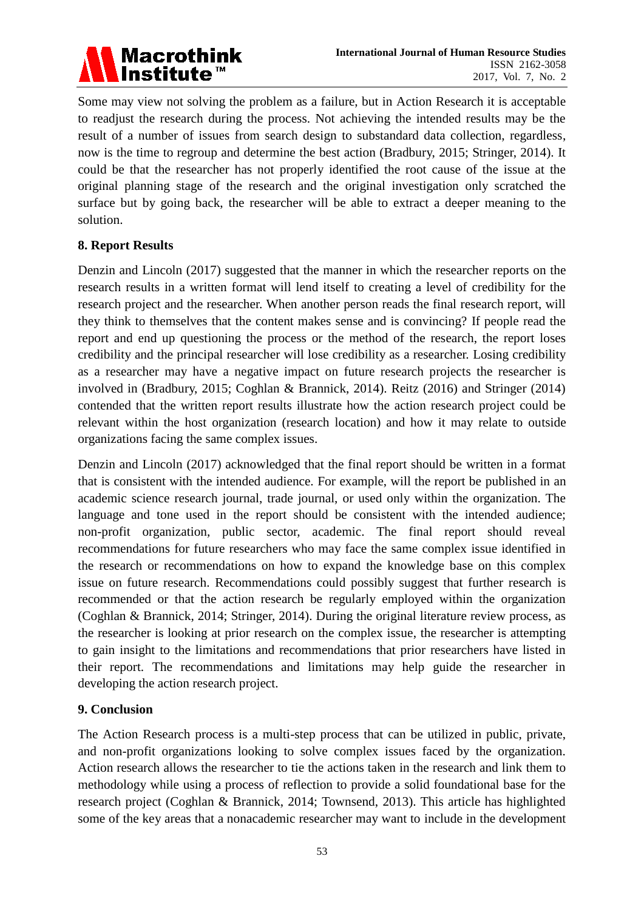Some may view not solving the problem as a failure, but in Action Research it is acceptable to readjust the research during the process. Not achieving the intended results may be the result of a number of issues from search design to substandard data collection, regardless, now is the time to regroup and determine the best action (Bradbury, 2015; Stringer, 2014). It could be that the researcher has not properly identified the root cause of the issue at the original planning stage of the research and the original investigation only scratched the surface but by going back, the researcher will be able to extract a deeper meaning to the solution.

## 8. Report Results

Denzin and Lincoln (2017) suggested that the manner in which the researcher reports on the research results in a written format will lend itself to creating a level of credibility for the research project and the researcher. When another person reads the final research report, will they think to themselves that the content makes sense and is convincing? If people read the report and end up questioning the process or the method of the research, the report loses credibility and the principal researcher will lose credibility as a researcher. Losing credibility as a researcher may have a negative impact on future research projects the researcher is involved in (Bradbury, 2015; Coghlan & Brannick, 2014). Reitz (2016) and Stringer (2014) contended that the written report results illustrate how the action research project could be relevant within the host organization (research location) and how it may relate to outside organizations facing the same complex issues.

Denzin and Lincoln (2017) acknowledged that the final report should be written in a format that is consistent with the intended audience. For example, will the report be published in an academic science research journal, trade journal, or used only within the organization. The language and tone used in the report should be consistent with the intended audience; non-profit organization, public sector, academic. The final report should reveal recommendations for future researchers who may face the same complex issue identified in the research or recommendations on how to expand the knowledge base on this complex issue on future research. Recommendations could possibly suggest that further research is recommended or that the action research be regularly employed within the organization (Coghlan & Brannick, 2014; Stringer, 2014). During the original literature review process, as the researcher is looking at prior research on the complex issue, the researcher is attempting to gain insight to the limitations and recommendations that prior researchers have listed in their report. The recommendations and limitations may help guide the researcher in developing the action research project.

## 9. Conclusion

The Action Research process is a multi-step process that can be utilized in public, private, and non-profit organizations looking to solve complex issues faced by the organization. Action research allows the researcher to tie the actions taken in the research and link them to methodology while using a process of reflection to provide a solid foundational base for the research project (Coghlan & Brannick, 2014; Townsend, 2013). This article has highlighted some of the key areas that a nonacademic researcher may want to include in the development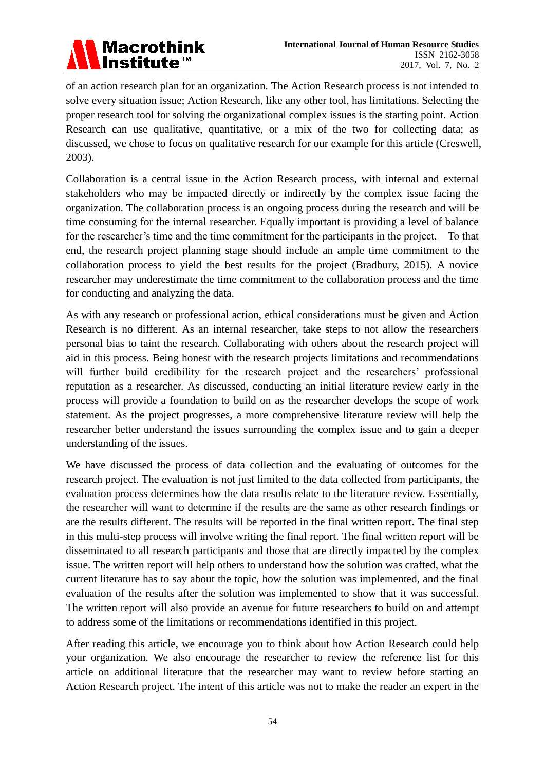of an action research plan for an organization. The Action Research process is not intended to solve every situation issue; Action Research, like any other tool, has limitations. Selecting the proper research tool for solving the organizational complex issues is the starting point. Action Research can use qualitative, quantitative, or a mix of the two for collecting data; as discussed, we chose to focus on qualitative research for our example for this article (Creswell, 2003).

Collaboration is a central issue in the Action Research process, with internal and external stakeholders who may be impacted directly or indirectly by the complex issue facing the organization. The collaboration process is an ongoing process during the research and will be time consuming for the internal researcher. Equally important is providing a level of balance for the researcher's time and the time commitment for the participants in the project. To that end, the research project planning stage should include an ample time commitment to the collaboration process to yield the best results for the project (Bradbury, 2015). A novice researcher may underestimate the time commitment to the collaboration process and the time for conducting and analyzing the data.

As with any research or professional action, ethical considerations must be given and Action Research is no different. As an internal researcher, take steps to not allow the researchers personal bias to taint the research. Collaborating with others about the research project will aid in this process. Being honest with the research projects limitations and recommendations will further build credibility for the research project and the researchers' professional reputation as a researcher. As discussed, conducting an initial literature review early in the process will provide a foundation to build on as the researcher develops the scope of work statement. As the project progresses, a more comprehensive literature review will help the researcher better understand the issues surrounding the complex issue and to gain a deeper understanding of the issues.

We have discussed the process of data collection and the evaluating of outcomes for the research project. The evaluation is not just limited to the data collected from participants, the evaluation process determines how the data results relate to the literature review. Essentially, the researcher will want to determine if the results are the same as other research findings or are the results different. The results will be reported in the final written report. The final step in this multi-step process will involve writing the final report. The final written report will be disseminated to all research participants and those that are directly impacted by the complex issue. The written report will help others to understand how the solution was crafted, what the current literature has to say about the topic, how the solution was implemented, and the final evaluation of the results after the solution was implemented to show that it was successful. The written report will also provide an avenue for future researchers to build on and attempt to address some of the limitations or recommendations identified in this project.

After reading this article, we encourage you to think about how Action Research could help your organization. We also encourage the researcher to review the reference list for this article on additional literature that the researcher may want to review before starting an Action Research project. The intent of this article was not to make the reader an expert in the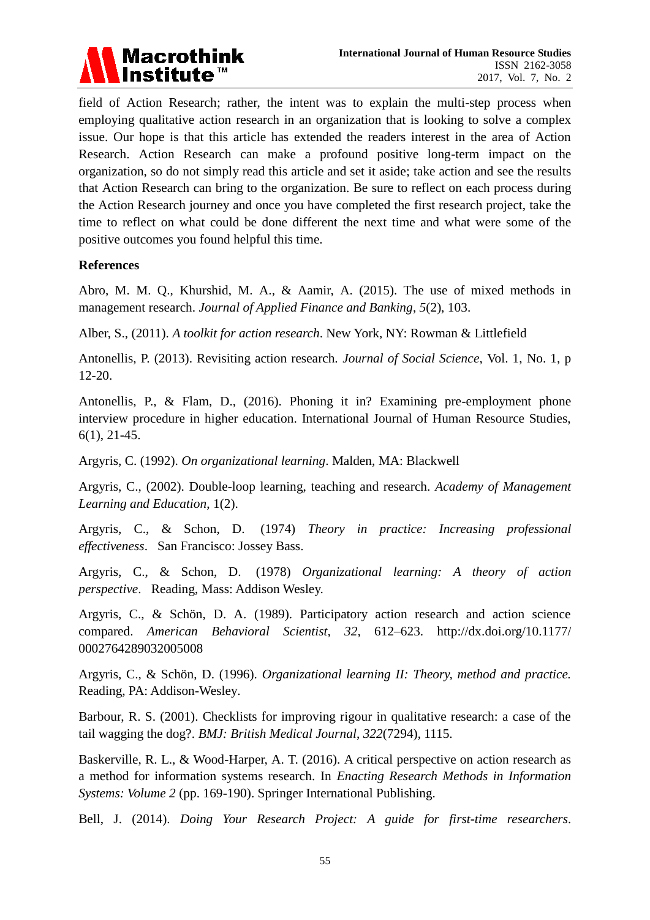field of Action Research; rather, the intent was to explain the multi-step process when employing qualitative action research in an organization that is looking to solve a complex issue. Our hope is that this article has extended the readers interest in the area of Action Research. Action Research can make a profound positive long-term impact on the organization, so do not simply read this article and set it aside; take action and see the results that Action Research can bring to the organization. Be sure to reflect on each process during the Action Research journey and once you have completed the first research project, take the time to reflect on what could be done different the next time and what were some of the positive outcomes you found helpful this time.

**References**

Abro, M. M. Q., Khurshid, M. A., & Aamir, A. (2015). The use of mixed methods in management research. *Journal of Applied Finance and Banking*, *5*(2), 103.

Alber, S., (2011). *A toolkit for action research*. New York, NY: Rowman & Littlefield

Antonellis, P. (2013). Revisiting action research. *Journal of Social Science*, Vol. 1, No. 1, p 12-20.

Antonellis, P., & Flam, D., (2016). Phoning it in? Examining pre-employment phone interview procedure in higher education. International Journal of Human Resource Studies, 6(1), 21-45.

Argyris, C. (1992). *On organizational learning*. Malden, MA: Blackwell

Argyris, C., (2002). Double-loop learning, teaching and research. *Academy of Management Learning and Education*, 1(2).

Argyris, C., & Schon, D. (1974) *Theory in practice: Increasing professional effectiveness*. San Francisco: Jossey Bass.

Argyris, C., & Schon, D. (1978) *Organizational learning: A theory of action perspective*. Reading, Mass: Addison Wesley.

Argyris, C., & Schön, D. A. (1989). Participatory action research and action science compared. *American Behavioral Scientist, 32,* 612–623. http://dx.doi.org/10.1177/0002764289032005008

Argyris, C., & Schön, D. (1996). *Organizational learning II: Theory, method and practice.* Reading, PA: Addison-Wesley.

Barbour, R. S. (2001). Checklists for improving rigour in qualitative research: a case of the tail wagging the dog?. *BMJ: British Medical Journal*, *322*(7294), 1115.

Baskerville, R. L., & Wood-Harper, A. T. (2016). A critical perspective on action research as a method for information systems research. In *Enacting Research Methods in Information Systems: Volume 2* (pp. 169-190). Springer International Publishing.

Bell, J. (2014). *Doing Your Research Project: A guide for first-time researchers*.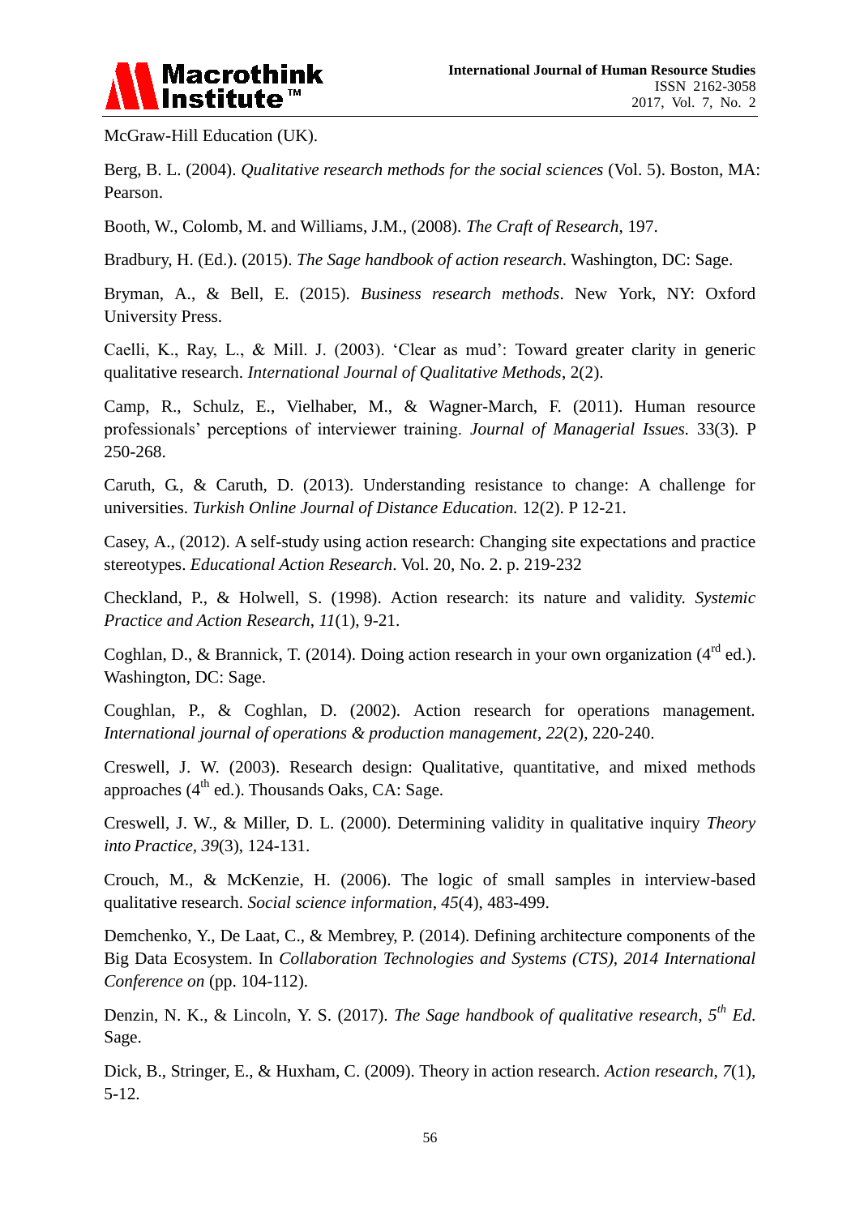McGraw-Hill Education (UK).

Berg, B. L. (2004). *Qualitative research methods for the social sciences* (Vol. 5). Boston, MA: Pearson.

Booth, W., Colomb, M. and Williams, J.M., (2008). *The Craft of Research*, 197.

Bradbury, H. (Ed.). (2015). *The Sage handbook of action research*. Washington, DC: Sage.

Bryman, A., & Bell, E. (2015). *Business research methods*. New York, NY: Oxford University Press.

Caelli, K., Ray, L., & Mill. J. (2003). 'Clear as mud': Toward greater clarity in generic qualitative research. *International Journal of Qualitative Methods*, 2(2).

Camp, R., Schulz, E., Vielhaber, M., & Wagner-March, F. (2011). Human resource professionals' perceptions of interviewer training. *Journal of Managerial Issues.* 33(3). P 250-268.

Caruth, G., & Caruth, D. (2013). Understanding resistance to change: A challenge for universities. *Turkish Online Journal of Distance Education.* 12(2). P 12-21.

Casey, A., (2012). A self-study using action research: Changing site expectations and practice stereotypes. *Educational Action Research*. Vol. 20, No. 2. p. 219-232

Checkland, P., & Holwell, S. (1998). Action research: its nature and validity. *Systemic Practice and Action Research*, *11*(1), 9-21.

Coghlan, D., & Brannick, T. (2014). Doing action research in your own organization (4rd ed.). Washington, DC: Sage.

Coughlan, P., & Coghlan, D. (2002). Action research for operations management. *International journal of operations & production management*, *22*(2), 220-240.

Creswell, J. W. (2003). Research design: Qualitative, quantitative, and mixed methods approaches (4th ed.). Thousands Oaks, CA: Sage.

Creswell, J. W., & Miller, D. L. (2000). Determining validity in qualitative inquiry *Theory into Practice*, *39*(3), 124-131.

Crouch, M., & McKenzie, H. (2006). The logic of small samples in interview-based qualitative research. *Social science information*, *45*(4), 483-499.

Demchenko, Y., De Laat, C., & Membrey, P. (2014). Defining architecture components of the Big Data Ecosystem. In *Collaboration Technologies and Systems (CTS), 2014 International Conference on* (pp. 104-112).

Denzin, N. K., & Lincoln, Y. S. (2017). *The Sage handbook of qualitative research, 5th Ed.* Sage.

Dick, B., Stringer, E., & Huxham, C. (2009). Theory in action research. *Action research*, *7*(1), 5-12.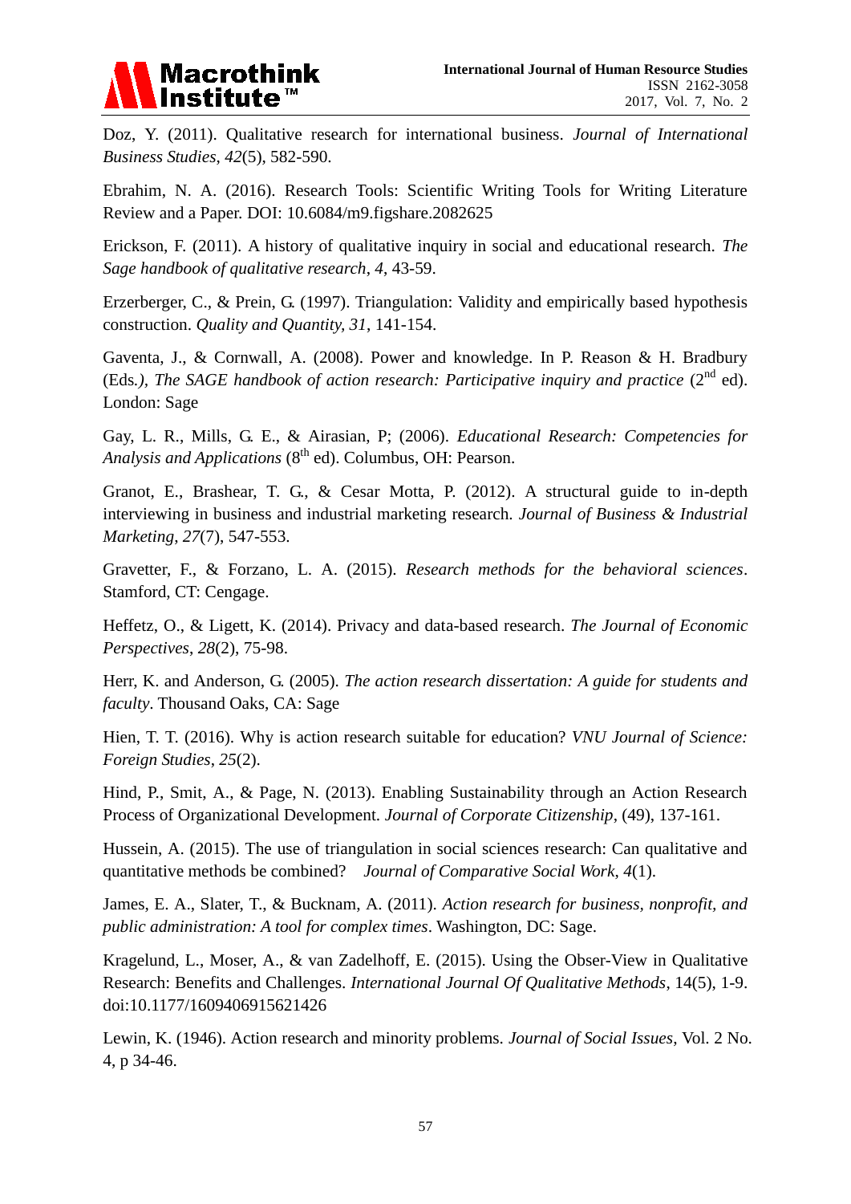Doz, Y. (2011). Qualitative research for international business. *Journal of International Business Studies*, *42*(5), 582-590.

Ebrahim, N. A. (2016). Research Tools: Scientific Writing Tools for Writing Literature Review and a Paper. DOI: 10.6084/m9.figshare.2082625

Erickson, F. (2011). A history of qualitative inquiry in social and educational research. *The Sage handbook of qualitative research*, *4*, 43-59.

Erzerberger, C., & Prein, G. (1997). Triangulation: Validity and empirically based hypothesis construction. *Quality and Quantity, 31*, 141-154.

Gaventa, J., & Cornwall, A. (2008). Power and knowledge. In P. Reason & H. Bradbury (Eds.*), The SAGE handbook of action research: Participative inquiry and practice* (2nd ed). London: Sage

Gay, L. R., Mills, G. E., & Airasian, P; (2006). *Educational Research: Competencies for Analysis and Applications* (8th ed). Columbus, OH: Pearson.

Granot, E., Brashear, T. G., & Cesar Motta, P. (2012). A structural guide to in-depth interviewing in business and industrial marketing research. *Journal of Business & Industrial Marketing*, *27*(7), 547-553.

Gravetter, F., & Forzano, L. A. (2015). *Research methods for the behavioral sciences*. Stamford, CT: Cengage.

Heffetz, O., & Ligett, K. (2014). Privacy and data-based research. *The Journal of Economic Perspectives*, *28*(2), 75-98.

Herr, K. and Anderson, G. (2005). *The action research dissertation: A guide for students and faculty*. Thousand Oaks, CA: Sage

Hien, T. T. (2016). Why is action research suitable for education? *VNU Journal of Science: Foreign Studies*, *25*(2).

Hind, P., Smit, A., & Page, N. (2013). Enabling Sustainability through an Action Research Process of Organizational Development. *Journal of Corporate Citizenship*, (49), 137-161.

Hussein, A. (2015). The use of triangulation in social sciences research: Can qualitative and quantitative methods be combined? *Journal of Comparative Social Work*, *4*(1).

James, E. A., Slater, T., & Bucknam, A. (2011). *Action research for business, nonprofit, and public administration: A tool for complex times*. Washington, DC: Sage.

Kragelund, L., Moser, A., & van Zadelhoff, E. (2015). Using the Obser-View in Qualitative Research: Benefits and Challenges. *International Journal Of Qualitative Methods*, 14(5), 1-9. doi:10.1177/1609406915621426

Lewin, K. (1946). Action research and minority problems. *Journal of Social Issues*, Vol. 2 No. 4, p 34-46.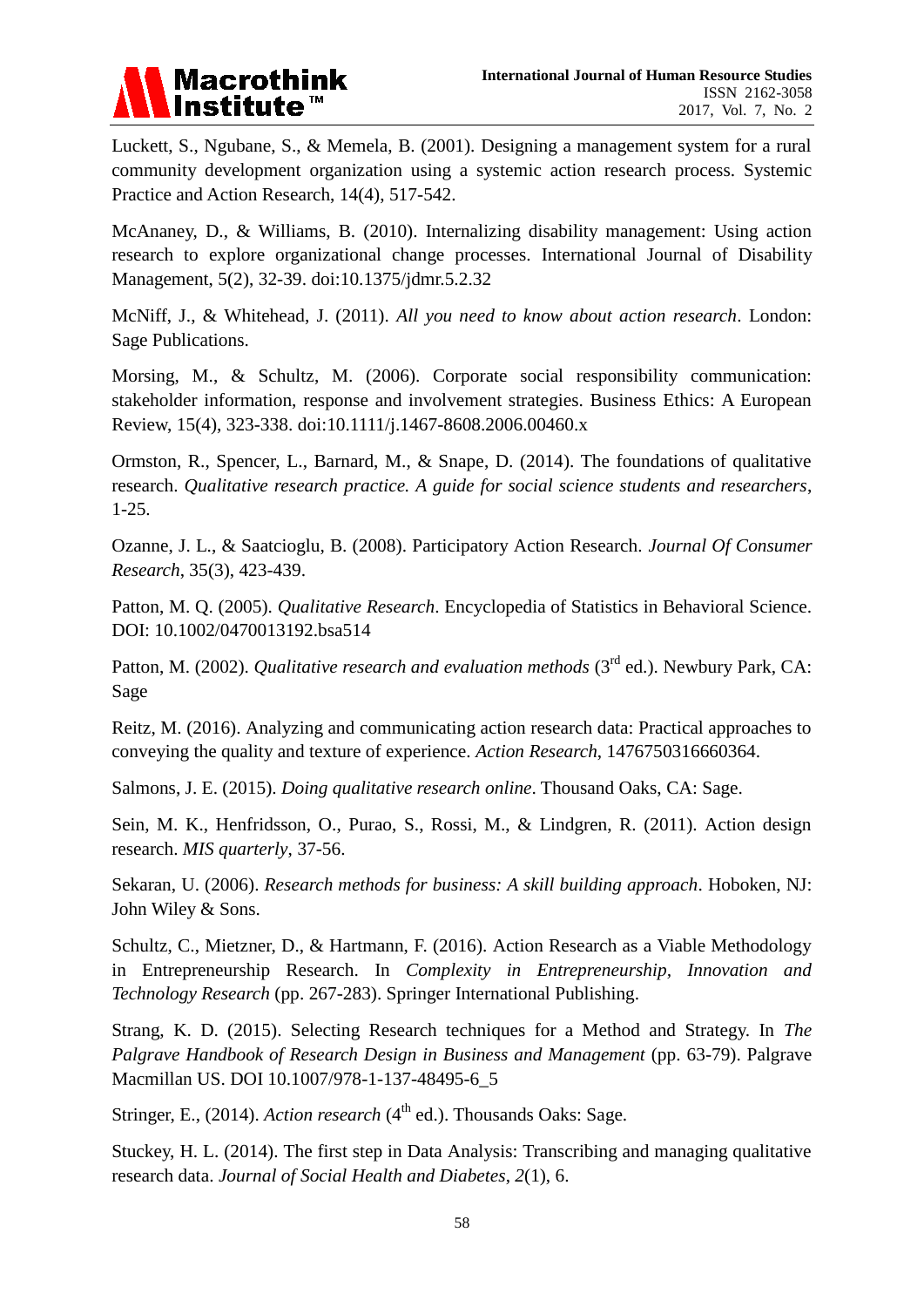Luckett, S., Ngubane, S., & Memela, B. (2001). Designing a management system for a rural community development organization using a systemic action research process. Systemic Practice and Action Research, 14(4), 517-542.

McAnaney, D., & Williams, B. (2010). Internalizing disability management: Using action research to explore organizational change processes. International Journal of Disability Management, 5(2), 32-39. doi:10.1375/jdmr.5.2.32

McNiff, J., & Whitehead, J. (2011). *All you need to know about action research*. London: Sage Publications.

Morsing, M., & Schultz, M. (2006). Corporate social responsibility communication: stakeholder information, response and involvement strategies. Business Ethics: A European Review, 15(4), 323-338. doi:10.1111/j.1467-8608.2006.00460.x

Ormston, R., Spencer, L., Barnard, M., & Snape, D. (2014). The foundations of qualitative research. *Qualitative research practice. A guide for social science students and researchers*, 1-25.

Ozanne, J. L., & Saatcioglu, B. (2008). Participatory Action Research. *Journal Of Consumer Research*, 35(3), 423-439.

Patton, M. Q. (2005). *Qualitative Research*. Encyclopedia of Statistics in Behavioral Science. DOI: 10.1002/0470013192.bsa514

Patton, M. (2002). *Qualitative research and evaluation methods* (3rd ed.). Newbury Park, CA: Sage

Reitz, M. (2016). Analyzing and communicating action research data: Practical approaches to conveying the quality and texture of experience. *Action Research*, 1476750316660364.

Salmons, J. E. (2015). *Doing qualitative research online*. Thousand Oaks, CA: Sage.

Sein, M. K., Henfridsson, O., Purao, S., Rossi, M., & Lindgren, R. (2011). Action design research. *MIS quarterly*, 37-56.

Sekaran, U. (2006). *Research methods for business: A skill building approach*. Hoboken, NJ: John Wiley & Sons.

Schultz, C., Mietzner, D., & Hartmann, F. (2016). Action Research as a Viable Methodology in Entrepreneurship Research. In *Complexity in Entrepreneurship, Innovation and Technology Research* (pp. 267-283). Springer International Publishing.

Strang, K. D. (2015). Selecting Research techniques for a Method and Strategy. In *The Palgrave Handbook of Research Design in Business and Management* (pp. 63-79). Palgrave Macmillan US. DOI 10.1007/978-1-137-48495-6_5

Stringer, E., (2014). *Action research* (4th ed.). Thousands Oaks: Sage.

Stuckey, H. L. (2014). The first step in Data Analysis: Transcribing and managing qualitative research data. *Journal of Social Health and Diabetes*, *2*(1), 6.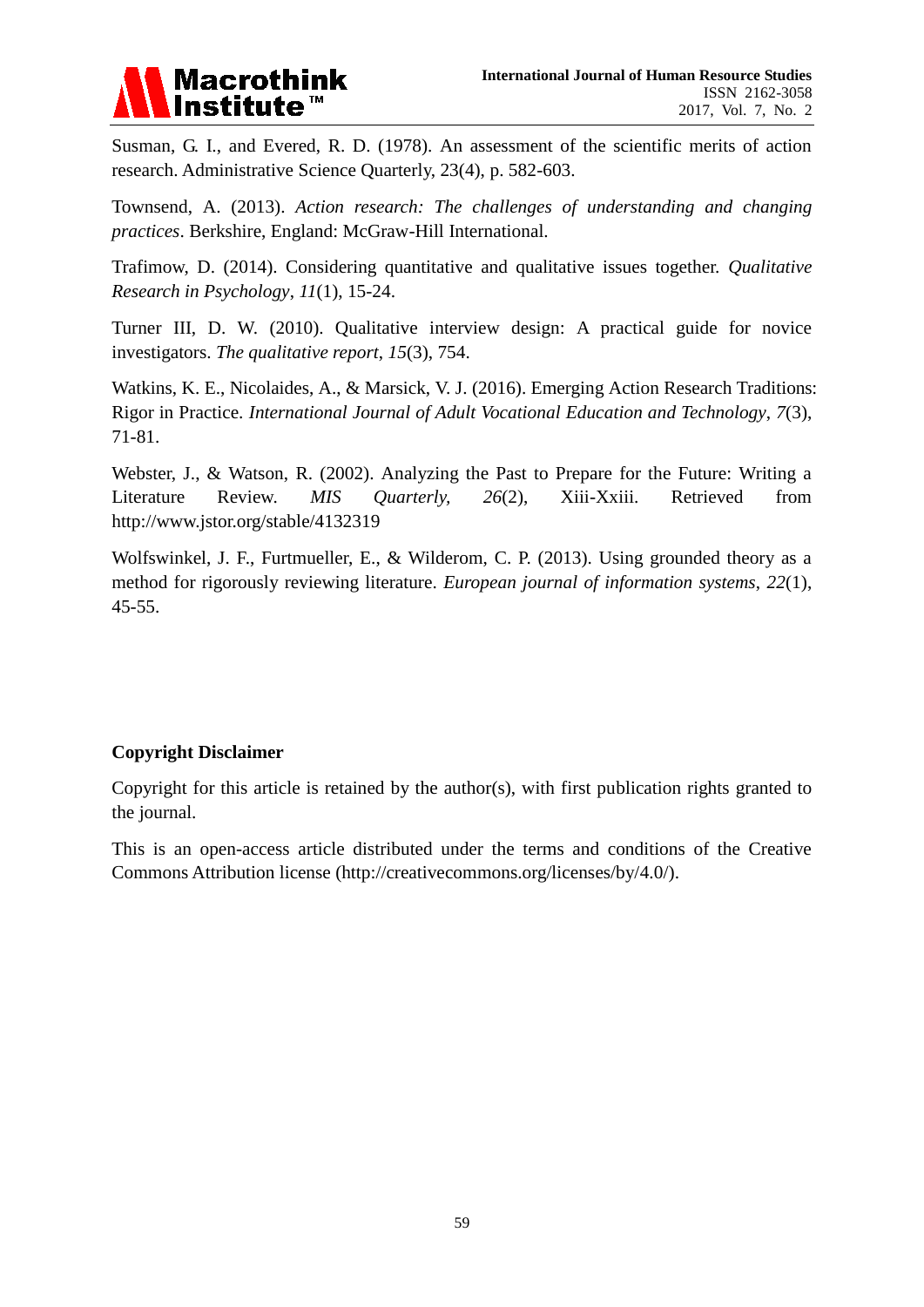Susman, G. I., and Evered, R. D. (1978). An assessment of the scientific merits of action research. Administrative Science Quarterly, 23(4), p. 582-603.

Townsend, A. (2013). *Action research: The challenges of understanding and changing practices*. Berkshire, England: McGraw-Hill International.

Trafimow, D. (2014). Considering quantitative and qualitative issues together. *Qualitative Research in Psychology*, *11*(1), 15-24.

Turner III, D. W. (2010). Qualitative interview design: A practical guide for novice investigators. *The qualitative report*, *15*(3), 754.

Watkins, K. E., Nicolaides, A., & Marsick, V. J. (2016). Emerging Action Research Traditions: Rigor in Practice. *International Journal of Adult Vocational Education and Technology*, *7*(3), 71-81.

Webster, J., & Watson, R. (2002). Analyzing the Past to Prepare for the Future: Writing a Literature Review. *MIS Quarterly, 26*(2), Xiii-Xxiii. Retrieved from http://www.jstor.org/stable/4132319

Wolfswinkel, J. F., Furtmueller, E., & Wilderom, C. P. (2013). Using grounded theory as a method for rigorously reviewing literature. *European journal of information systems*, *22*(1), 45-55.

**Copyright Disclaimer**

Copyright for this article is retained by the author(s), with first publication rights granted to the journal.

This is an open-access article distributed under the terms and conditions of the Creative Commons Attribution license (http://creativecommons.org/licenses/by/4.0/).